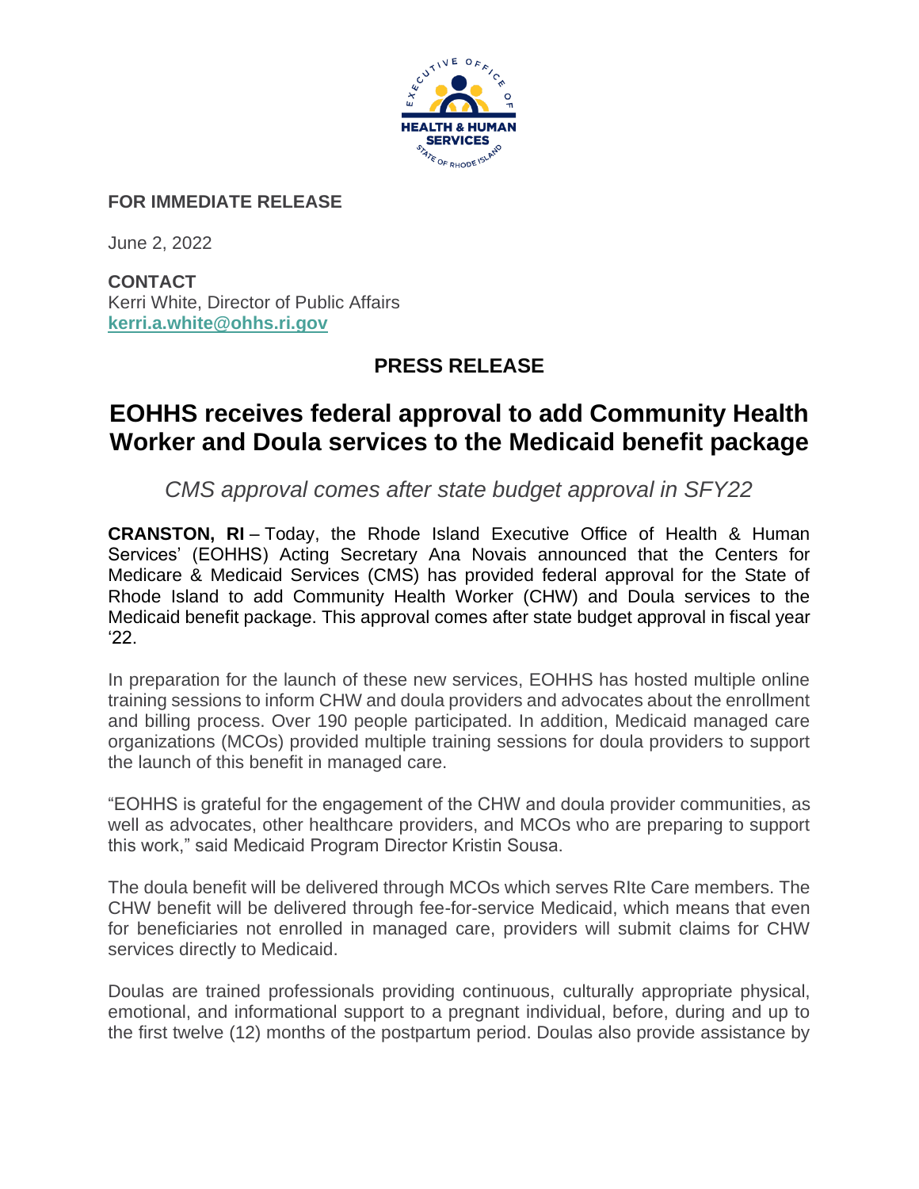**FOR IMMEDIATE RELEASE**

June 2, 2022

**CONTACT**
Kerri White, Director of Public Affairs
**kerri.a.white@ohhs.ri.gov**

## PRESS RELEASE

# EOHHS receives federal approval to add Community Health Worker and Doula services to the Medicaid benefit package

*CMS approval comes after state budget approval in SFY22*

**CRANSTON, RI** – Today, the Rhode Island Executive Office of Health & Human Services' (EOHHS) Acting Secretary Ana Novais announced that the Centers for Medicare & Medicaid Services (CMS) has provided federal approval for the State of Rhode Island to add Community Health Worker (CHW) and Doula services to the Medicaid benefit package. This approval comes after state budget approval in fiscal year '22.

In preparation for the launch of these new services, EOHHS has hosted multiple online training sessions to inform CHW and doula providers and advocates about the enrollment and billing process. Over 190 people participated. In addition, Medicaid managed care organizations (MCOs) provided multiple training sessions for doula providers to support the launch of this benefit in managed care.

"EOHHS is grateful for the engagement of the CHW and doula provider communities, as well as advocates, other healthcare providers, and MCOs who are preparing to support this work," said Medicaid Program Director Kristin Sousa.

The doula benefit will be delivered through MCOs which serves RIte Care members. The CHW benefit will be delivered through fee-for-service Medicaid, which means that even for beneficiaries not enrolled in managed care, providers will submit claims for CHW services directly to Medicaid.

Doulas are trained professionals providing continuous, culturally appropriate physical, emotional, and informational support to a pregnant individual, before, during and up to the first twelve (12) months of the postpartum period. Doulas also provide assistance by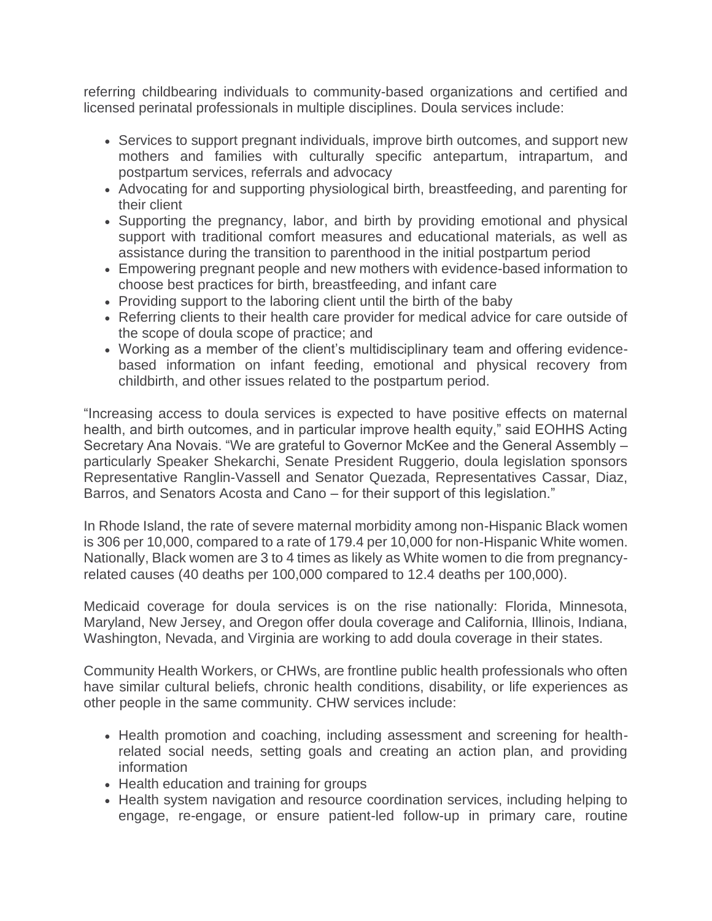referring childbearing individuals to community-based organizations and certified and licensed perinatal professionals in multiple disciplines. Doula services include:

- Services to support pregnant individuals, improve birth outcomes, and support new mothers and families with culturally specific antepartum, intrapartum, and postpartum services, referrals and advocacy
- Advocating for and supporting physiological birth, breastfeeding, and parenting for their client
- Supporting the pregnancy, labor, and birth by providing emotional and physical support with traditional comfort measures and educational materials, as well as assistance during the transition to parenthood in the initial postpartum period
- Empowering pregnant people and new mothers with evidence-based information to choose best practices for birth, breastfeeding, and infant care
- Providing support to the laboring client until the birth of the baby
- Referring clients to their health care provider for medical advice for care outside of the scope of doula scope of practice; and
- Working as a member of the client's multidisciplinary team and offering evidence-based information on infant feeding, emotional and physical recovery from childbirth, and other issues related to the postpartum period.

"Increasing access to doula services is expected to have positive effects on maternal health, and birth outcomes, and in particular improve health equity," said EOHHS Acting Secretary Ana Novais. "We are grateful to Governor McKee and the General Assembly – particularly Speaker Shekarchi, Senate President Ruggerio, doula legislation sponsors Representative Ranglin-Vassell and Senator Quezada, Representatives Cassar, Diaz, Barros, and Senators Acosta and Cano – for their support of this legislation."

In Rhode Island, the rate of severe maternal morbidity among non-Hispanic Black women is 306 per 10,000, compared to a rate of 179.4 per 10,000 for non-Hispanic White women. Nationally, Black women are 3 to 4 times as likely as White women to die from pregnancy-related causes (40 deaths per 100,000 compared to 12.4 deaths per 100,000).

Medicaid coverage for doula services is on the rise nationally: Florida, Minnesota, Maryland, New Jersey, and Oregon offer doula coverage and California, Illinois, Indiana, Washington, Nevada, and Virginia are working to add doula coverage in their states.

Community Health Workers, or CHWs, are frontline public health professionals who often have similar cultural beliefs, chronic health conditions, disability, or life experiences as other people in the same community. CHW services include:

- Health promotion and coaching, including assessment and screening for health-related social needs, setting goals and creating an action plan, and providing information
- Health education and training for groups
- Health system navigation and resource coordination services, including helping to engage, re-engage, or ensure patient-led follow-up in primary care, routine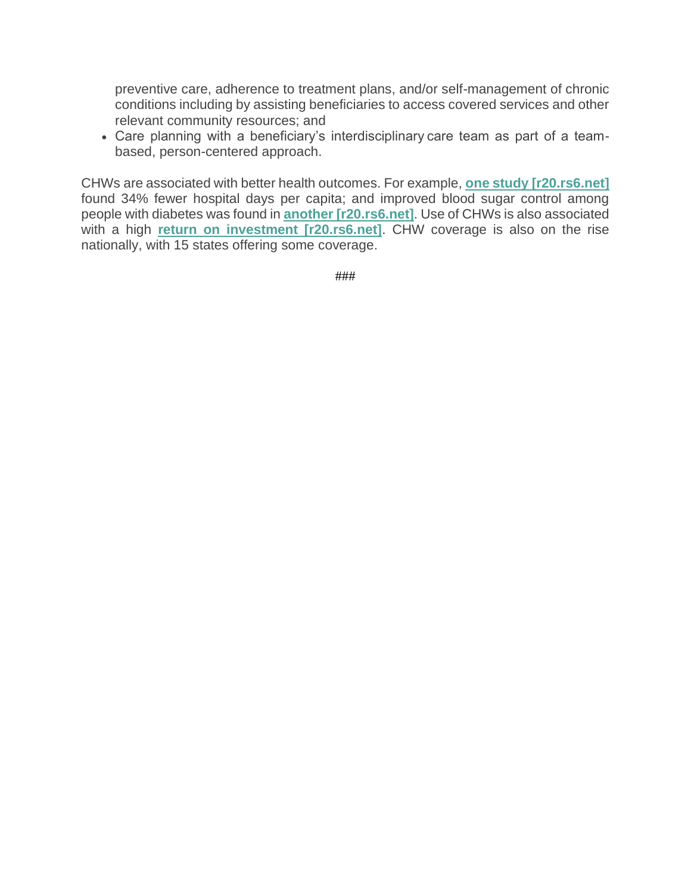preventive care, adherence to treatment plans, and/or self-management of chronic conditions including by assisting beneficiaries to access covered services and other relevant community resources; and

- Care planning with a beneficiary's interdisciplinary care team as part of a team-based, person-centered approach.

CHWs are associated with better health outcomes. For example, **one study [r20.rs6.net]** found 34% fewer hospital days per capita; and improved blood sugar control among people with diabetes was found in **another [r20.rs6.net]**. Use of CHWs is also associated with a high **return on investment [r20.rs6.net]**. CHW coverage is also on the rise nationally, with 15 states offering some coverage.

###